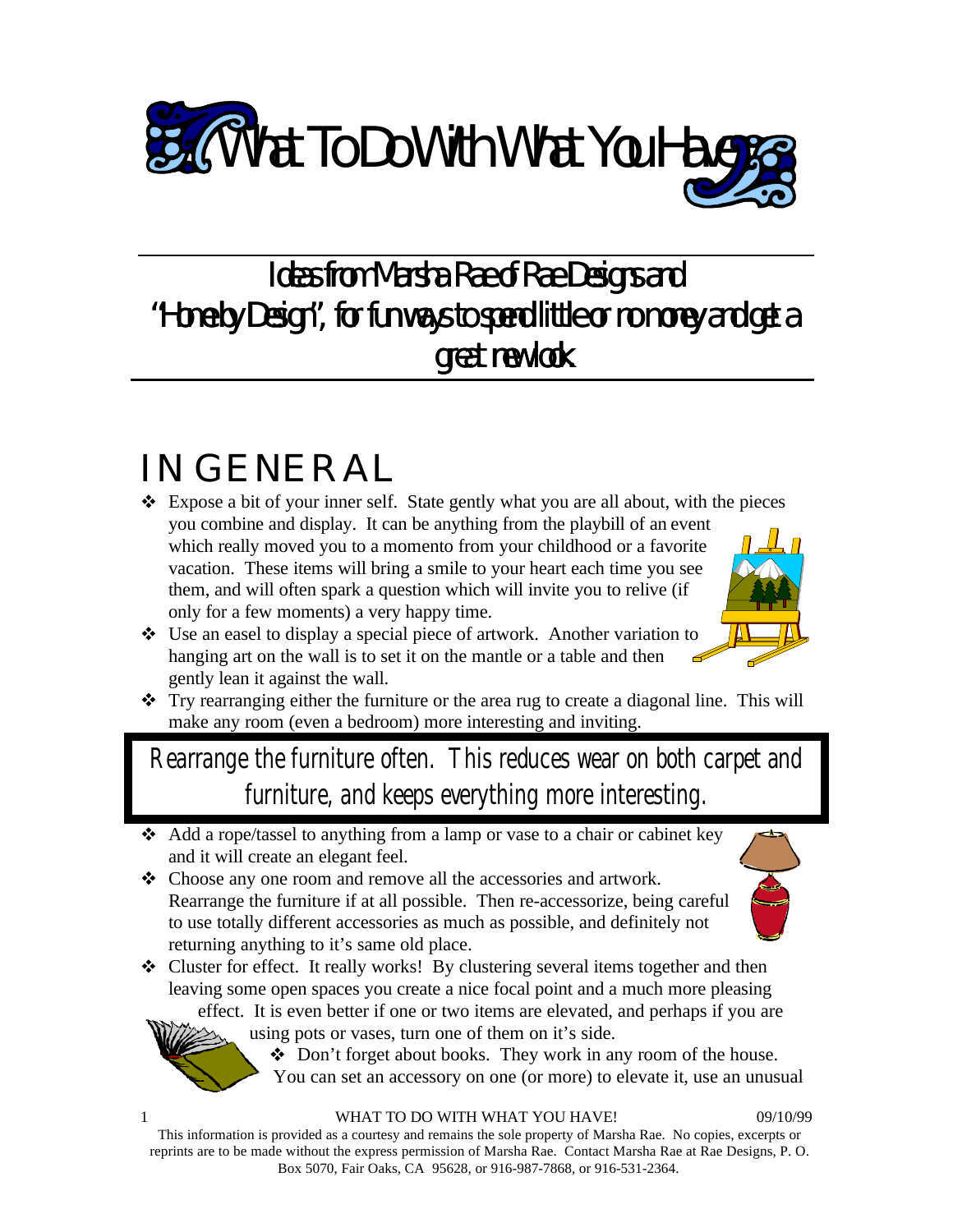# What To Do With What You Have

Ideas from Marsha Rae of Rae Designs and "Homely Design", for fun ways to spend little or no money and get a great new look

## IN GENERAL

- Expose a bit of your inner self. State gently what you are all about, with the pieces you combine and display. It can be anything from the playbill of an event which really moved you to a momento from your childhood or a favorite vacation. These items will bring a smile to your heart each time you see them, and will often spark a question which will invite you to relive (if only for a few moments) a very happy time.
- Use an easel to display a special piece of artwork. Another variation to hanging art on the wall is to set it on the mantle or a table and then gently lean it against the wall.
- Try rearranging either the furniture or the area rug to create a diagonal line. This will make any room (even a bedroom) more interesting and inviting.

> Rearrange the furniture often. This reduces wear on both carpet and furniture, and keeps everything more interesting.

- Add a rope/tassel to anything from a lamp or vase to a chair or cabinet key and it will create an elegant feel.
- Choose any one room and remove all the accessories and artwork. Rearrange the furniture if at all possible. Then re-accessorize, being careful to use totally different accessories as much as possible, and definitely not returning anything to it's same old place.
- Cluster for effect. It really works! By clustering several items together and then leaving some open spaces you create a nice focal point and a much more pleasing effect. It is even better if one or two items are elevated, and perhaps if you are using pots or vases, turn one of them on it's side.
- Don't forget about books. They work in any room of the house. You can set an accessory on one (or more) to elevate it, use an unusual

This information is provided as a courtesy and remains the sole property of Marsha Rae. No copies, excerpts or reprints are to be made without the express permission of Marsha Rae. Contact Marsha Rae at Rae Designs, P. O. Box 5070, Fair Oaks, CA 95628, or 916-987-7868, or 916-531-2364.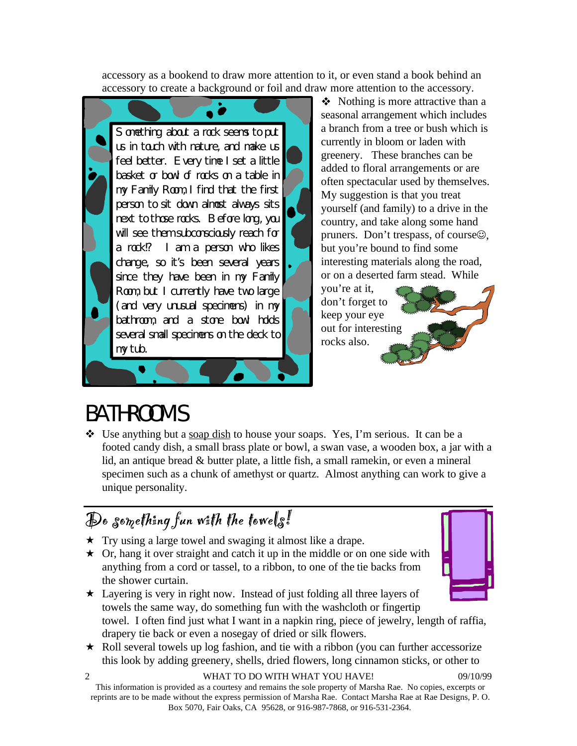accessory as a bookend to draw more attention to it, or even stand a book behind an accessory to create a background or foil and draw more attention to the accessory.

Something about a rock seems to put us in touch with nature, and make us feel better. Every time I set a little basket or bowl of rocks on a table in my Family Room, I find that the first person to sit down almost always sits next to those rocks. Before long, you will see them subconsciously reach for a rock!? I am a person who likes change, so it's been several years since they have been in my Family Room, but I currently have two large (and very unusual specimens) in my bathroom, and a stone bowl holds several small specimens on the deck to my tub.

- Nothing is more attractive than a seasonal arrangement which includes a branch from a tree or bush which is currently in bloom or laden with greenery. These branches can be added to floral arrangements or are often spectacular used by themselves. My suggestion is that you treat yourself (and family) to a drive in the country, and take along some hand pruners. Don't trespass, of course☺, but you're bound to find some interesting materials along the road, or on a deserted farm stead. While you're at it, don't forget to keep your eye out for interesting rocks also.

# BATHROOMS

- Use anything but a <u>soap dish</u> to house your soaps. Yes, I'm serious. It can be a footed candy dish, a small brass plate or bowl, a swan vase, a wooden box, a jar with a lid, an antique bread & butter plate, a little fish, a small ramekin, or even a mineral specimen such as a chunk of amethyst or quartz. Almost anything can work to give a unique personality.

## Do something fun with the towels!

- Try using a large towel and swaging it almost like a drape.
- Or, hang it over straight and catch it up in the middle or on one side with anything from a cord or tassel, to a ribbon, to one of the tie backs from the shower curtain.
- Layering is very in right now. Instead of just folding all three layers of towels the same way, do something fun with the washcloth or fingertip towel. I often find just what I want in a napkin ring, piece of jewelry, length of raffia, drapery tie back or even a nosegay of dried or silk flowers.
- Roll several towels up log fashion, and tie with a ribbon (you can further accessorize this look by adding greenery, shells, dried flowers, long cinnamon sticks, or other to

This information is provided as a courtesy and remains the sole property of Marsha Rae. No copies, excerpts or reprints are to be made without the express permission of Marsha Rae. Contact Marsha Rae at Rae Designs, P. O. Box 5070, Fair Oaks, CA 95628, or 916-987-7868, or 916-531-2364.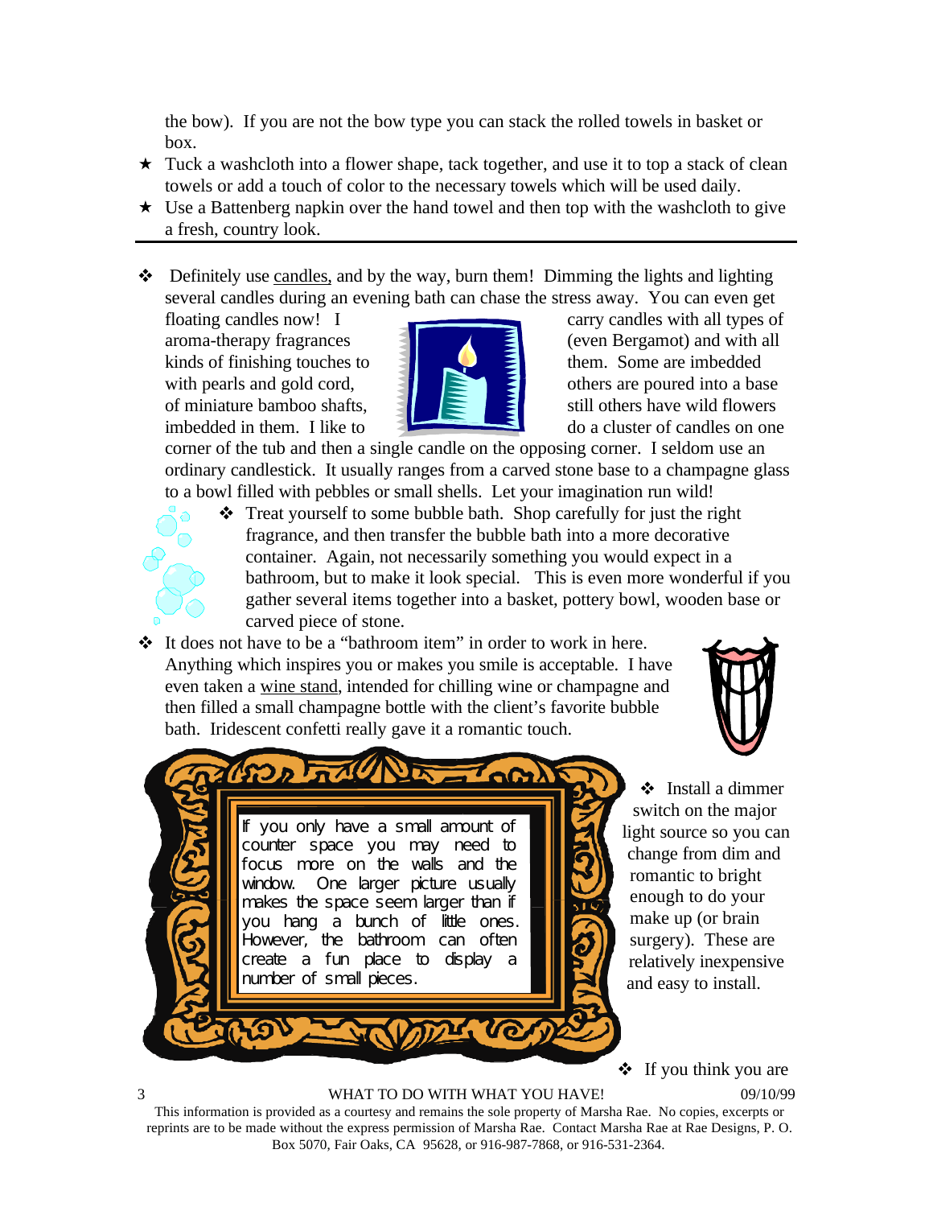the bow). If you are not the bow type you can stack the rolled towels in basket or box.

- ★ Tuck a washcloth into a flower shape, tack together, and use it to top a stack of clean towels or add a touch of color to the necessary towels which will be used daily.
- ★ Use a Battenberg napkin over the hand towel and then top with the washcloth to give a fresh, country look.

---

- ❖ Definitely use <u>candles,</u> and by the way, burn them! Dimming the lights and lighting several candles during an evening bath can chase the stress away. You can even get floating candles now! I carry candles with all types of aroma-therapy fragrances (even Bergamot) and with all kinds of finishing touches to them. Some are imbedded with pearls and gold cord, others are poured into a base of miniature bamboo shafts, still others have wild flowers imbedded in them. I like to do a cluster of candles on one corner of the tub and then a single candle on the opposing corner. I seldom use an ordinary candlestick. It usually ranges from a carved stone base to a champagne glass to a bowl filled with pebbles or small shells. Let your imagination run wild!
- ❖ Treat yourself to some bubble bath. Shop carefully for just the right fragrance, and then transfer the bubble bath into a more decorative container. Again, not necessarily something you would expect in a bathroom, but to make it look special. This is even more wonderful if you gather several items together into a basket, pottery bowl, wooden base or carved piece of stone.
- ❖ It does not have to be a "bathroom item" in order to work in here. Anything which inspires you or makes you smile is acceptable. I have even taken a <u>wine stand</u>, intended for chilling wine or champagne and then filled a small champagne bottle with the client's favorite bubble bath. Iridescent confetti really gave it a romantic touch.

If you only have a small amount of counter space you may need to focus more on the walls and the window. One larger picture usually makes the space seem larger than if you hang a bunch of little ones. However, the bathroom can often create a fun place to display a number of small pieces.

- ❖ Install a dimmer switch on the major light source so you can change from dim and romantic to bright enough to do your make up (or brain surgery). These are relatively inexpensive and easy to install.
- ❖ If you think you are

WHAT TO DO WITH WHAT YOU HAVE! 09/10/99

This information is provided as a courtesy and remains the sole property of Marsha Rae. No copies, excerpts or reprints are to be made without the express permission of Marsha Rae. Contact Marsha Rae at Rae Designs, P. O. Box 5070, Fair Oaks, CA 95628, or 916-987-7868, or 916-531-2364.